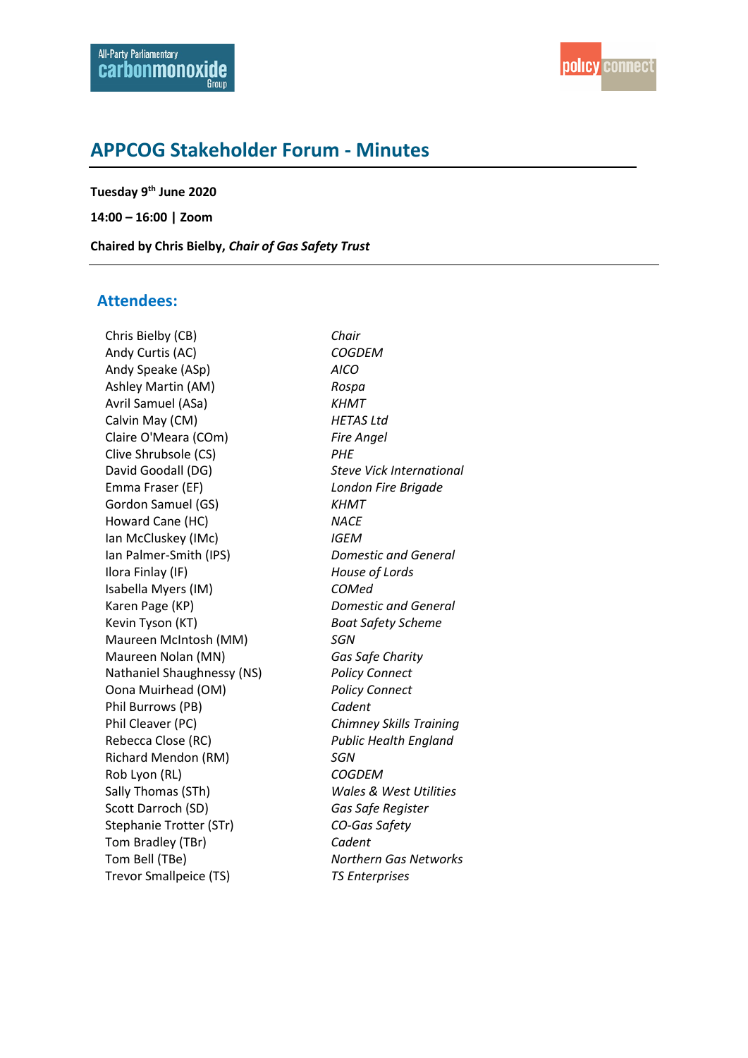# APPCOG Stakeholder Forum - Minutes

**Tuesday 9th June 2020**

**14:00 – 16:00 | Zoom**

**Chaired by Chris Bielby, *Chair of Gas Safety Trust***

## Attendees:

| | |
|---|---|
| Chris Bielby (CB) | *Chair* |
| Andy Curtis (AC) | *COGDEM* |
| Andy Speake (ASp) | *AICO* |
| Ashley Martin (AM) | *Rospa* |
| Avril Samuel (ASa) | *KHMT* |
| Calvin May (CM) | *HETAS Ltd* |
| Claire O'Meara (COm) | *Fire Angel* |
| Clive Shrubsole (CS) | *PHE* |
| David Goodall (DG) | *Steve Vick International* |
| Emma Fraser (EF) | *London Fire Brigade* |
| Gordon Samuel (GS) | *KHMT* |
| Howard Cane (HC) | *NACE* |
| Ian McCluskey (IMc) | *IGEM* |
| Ian Palmer-Smith (IPS) | *Domestic and General* |
| Ilora Finlay (IF) | *House of Lords* |
| Isabella Myers (IM) | *COMed* |
| Karen Page (KP) | *Domestic and General* |
| Kevin Tyson (KT) | *Boat Safety Scheme* |
| Maureen McIntosh (MM) | *SGN* |
| Maureen Nolan (MN) | *Gas Safe Charity* |
| Nathaniel Shaughnessy (NS) | *Policy Connect* |
| Oona Muirhead (OM) | *Policy Connect* |
| Phil Burrows (PB) | *Cadent* |
| Phil Cleaver (PC) | *Chimney Skills Training* |
| Rebecca Close (RC) | *Public Health England* |
| Richard Mendon (RM) | *SGN* |
| Rob Lyon (RL) | *COGDEM* |
| Sally Thomas (STh) | *Wales & West Utilities* |
| Scott Darroch (SD) | *Gas Safe Register* |
| Stephanie Trotter (STr) | *CO-Gas Safety* |
| Tom Bradley (TBr) | *Cadent* |
| Tom Bell (TBe) | *Northern Gas Networks* |
| Trevor Smallpeice (TS) | *TS Enterprises* |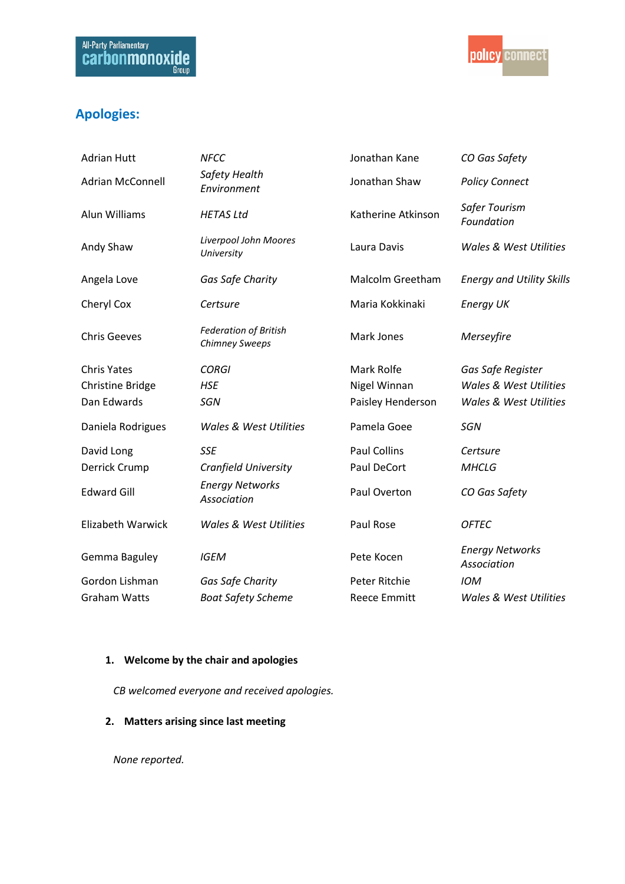## Apologies:

| | | | |
|---|---|---|---|
| Adrian Hutt | *NFCC* | Jonathan Kane | *CO Gas Safety* |
| Adrian McConnell | *Safety Health Environment* | Jonathan Shaw | *Policy Connect* |
| Alun Williams | *HETAS Ltd* | Katherine Atkinson | *Safer Tourism Foundation* |
| Andy Shaw | *Liverpool John Moores University* | Laura Davis | *Wales & West Utilities* |
| Angela Love | *Gas Safe Charity* | Malcolm Greetham | *Energy and Utility Skills* |
| Cheryl Cox | *Certsure* | Maria Kokkinaki | *Energy UK* |
| Chris Geeves | *Federation of British Chimney Sweeps* | Mark Jones | *Merseyfire* |
| Chris Yates | *CORGI* | Mark Rolfe | *Gas Safe Register* |
| Christine Bridge | *HSE* | Nigel Winnan | *Wales & West Utilities* |
| Dan Edwards | *SGN* | Paisley Henderson | *Wales & West Utilities* |
| Daniela Rodrigues | *Wales & West Utilities* | Pamela Goee | *SGN* |
| David Long | *SSE* | Paul Collins | *Certsure* |
| Derrick Crump | *Cranfield University* | Paul DeCort | *MHCLG* |
| Edward Gill | *Energy Networks Association* | Paul Overton | *CO Gas Safety* |
| Elizabeth Warwick | *Wales & West Utilities* | Paul Rose | *OFTEC* |
| Gemma Baguley | *IGEM* | Pete Kocen | *Energy Networks Association* |
| Gordon Lishman | *Gas Safe Charity* | Peter Ritchie | *IOM* |
| Graham Watts | *Boat Safety Scheme* | Reece Emmitt | *Wales & West Utilities* |

1. **Welcome by the chair and apologies**

   *CB welcomed everyone and received apologies.*

2. **Matters arising since last meeting**

   *None reported.*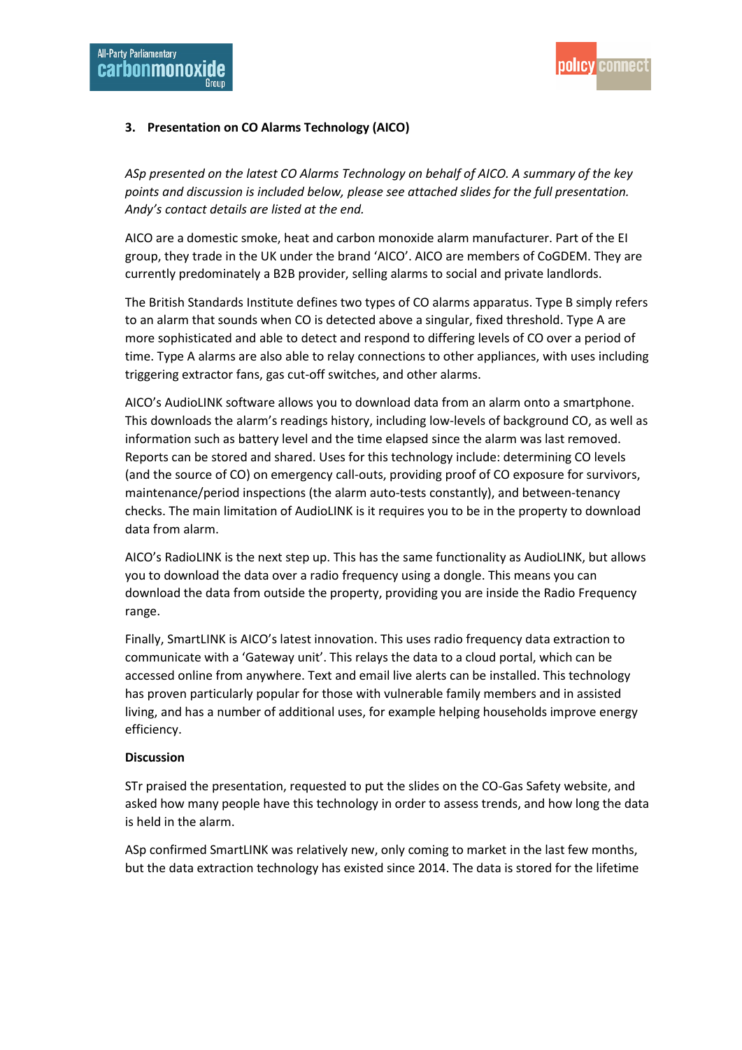### 3. Presentation on CO Alarms Technology (AICO)

*ASp presented on the latest CO Alarms Technology on behalf of AICO. A summary of the key points and discussion is included below, please see attached slides for the full presentation. Andy's contact details are listed at the end.*

AICO are a domestic smoke, heat and carbon monoxide alarm manufacturer. Part of the EI group, they trade in the UK under the brand 'AICO'. AICO are members of CoGDEM. They are currently predominately a B2B provider, selling alarms to social and private landlords.

The British Standards Institute defines two types of CO alarms apparatus. Type B simply refers to an alarm that sounds when CO is detected above a singular, fixed threshold. Type A are more sophisticated and able to detect and respond to differing levels of CO over a period of time. Type A alarms are also able to relay connections to other appliances, with uses including triggering extractor fans, gas cut-off switches, and other alarms.

AICO's AudioLINK software allows you to download data from an alarm onto a smartphone. This downloads the alarm's readings history, including low-levels of background CO, as well as information such as battery level and the time elapsed since the alarm was last removed. Reports can be stored and shared. Uses for this technology include: determining CO levels (and the source of CO) on emergency call-outs, providing proof of CO exposure for survivors, maintenance/period inspections (the alarm auto-tests constantly), and between-tenancy checks. The main limitation of AudioLINK is it requires you to be in the property to download data from alarm.

AICO's RadioLINK is the next step up. This has the same functionality as AudioLINK, but allows you to download the data over a radio frequency using a dongle. This means you can download the data from outside the property, providing you are inside the Radio Frequency range.

Finally, SmartLINK is AICO's latest innovation. This uses radio frequency data extraction to communicate with a 'Gateway unit'. This relays the data to a cloud portal, which can be accessed online from anywhere. Text and email live alerts can be installed. This technology has proven particularly popular for those with vulnerable family members and in assisted living, and has a number of additional uses, for example helping households improve energy efficiency.

**Discussion**

STr praised the presentation, requested to put the slides on the CO-Gas Safety website, and asked how many people have this technology in order to assess trends, and how long the data is held in the alarm.

ASp confirmed SmartLINK was relatively new, only coming to market in the last few months, but the data extraction technology has existed since 2014. The data is stored for the lifetime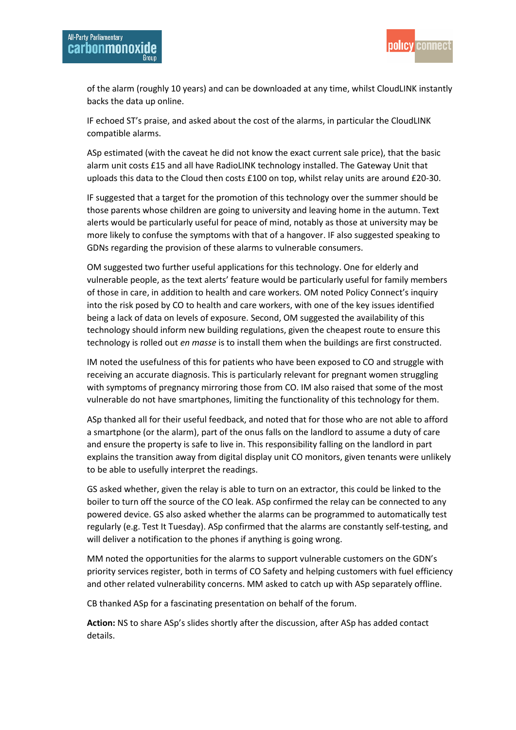of the alarm (roughly 10 years) and can be downloaded at any time, whilst CloudLINK instantly backs the data up online.

IF echoed ST's praise, and asked about the cost of the alarms, in particular the CloudLINK compatible alarms.

ASp estimated (with the caveat he did not know the exact current sale price), that the basic alarm unit costs £15 and all have RadioLINK technology installed. The Gateway Unit that uploads this data to the Cloud then costs £100 on top, whilst relay units are around £20-30.

IF suggested that a target for the promotion of this technology over the summer should be those parents whose children are going to university and leaving home in the autumn. Text alerts would be particularly useful for peace of mind, notably as those at university may be more likely to confuse the symptoms with that of a hangover. IF also suggested speaking to GDNs regarding the provision of these alarms to vulnerable consumers.

OM suggested two further useful applications for this technology. One for elderly and vulnerable people, as the text alerts' feature would be particularly useful for family members of those in care, in addition to health and care workers. OM noted Policy Connect's inquiry into the risk posed by CO to health and care workers, with one of the key issues identified being a lack of data on levels of exposure. Second, OM suggested the availability of this technology should inform new building regulations, given the cheapest route to ensure this technology is rolled out *en masse* is to install them when the buildings are first constructed.

IM noted the usefulness of this for patients who have been exposed to CO and struggle with receiving an accurate diagnosis. This is particularly relevant for pregnant women struggling with symptoms of pregnancy mirroring those from CO. IM also raised that some of the most vulnerable do not have smartphones, limiting the functionality of this technology for them.

ASp thanked all for their useful feedback, and noted that for those who are not able to afford a smartphone (or the alarm), part of the onus falls on the landlord to assume a duty of care and ensure the property is safe to live in. This responsibility falling on the landlord in part explains the transition away from digital display unit CO monitors, given tenants were unlikely to be able to usefully interpret the readings.

GS asked whether, given the relay is able to turn on an extractor, this could be linked to the boiler to turn off the source of the CO leak. ASp confirmed the relay can be connected to any powered device. GS also asked whether the alarms can be programmed to automatically test regularly (e.g. Test It Tuesday). ASp confirmed that the alarms are constantly self-testing, and will deliver a notification to the phones if anything is going wrong.

MM noted the opportunities for the alarms to support vulnerable customers on the GDN's priority services register, both in terms of CO Safety and helping customers with fuel efficiency and other related vulnerability concerns. MM asked to catch up with ASp separately offline.

CB thanked ASp for a fascinating presentation on behalf of the forum.

**Action:** NS to share ASp's slides shortly after the discussion, after ASp has added contact details.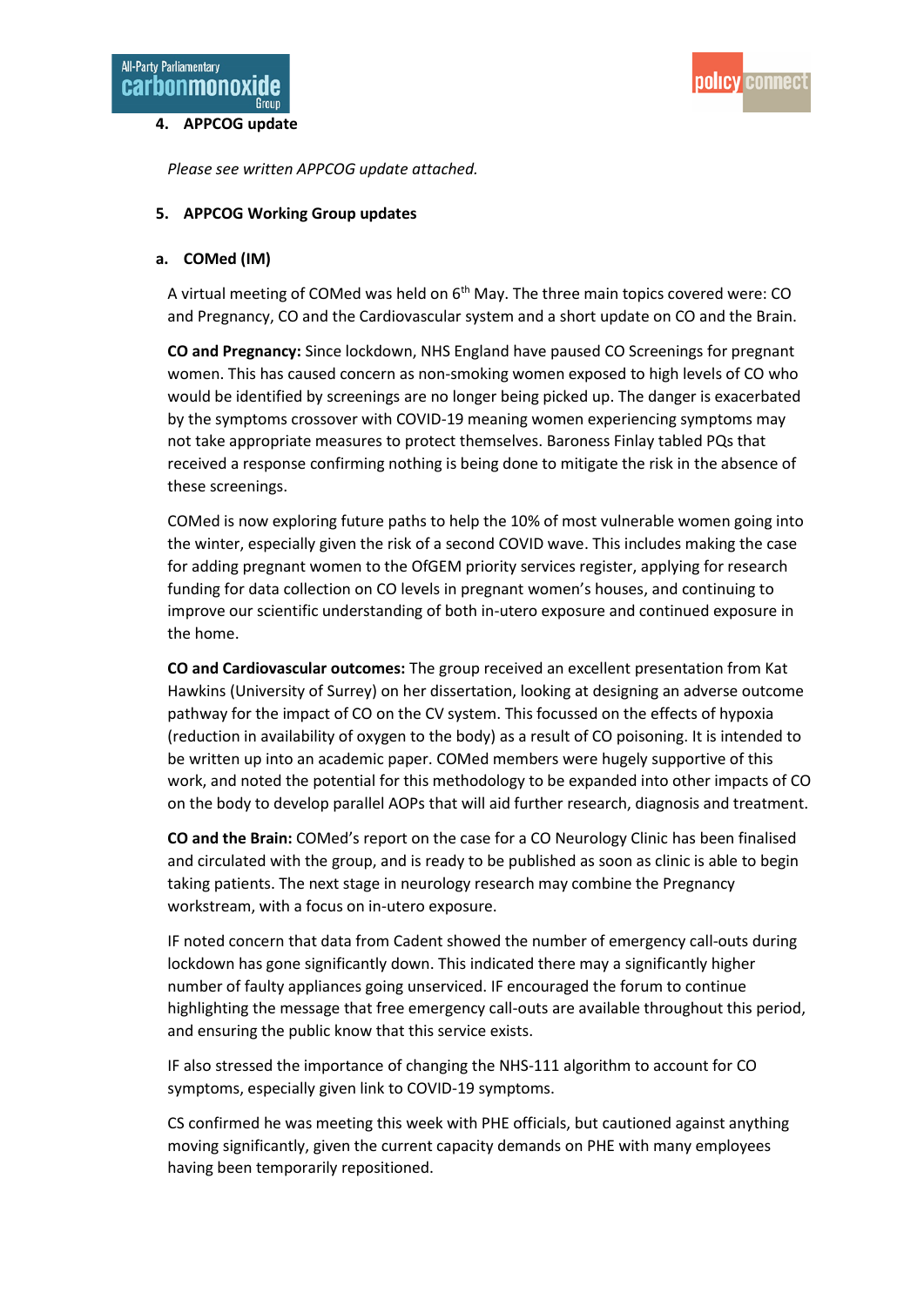**4. APPCOG update**

*Please see written APPCOG update attached.*

**5. APPCOG Working Group updates**

**a. COMed (IM)**

A virtual meeting of COMed was held on 6th May. The three main topics covered were: CO and Pregnancy, CO and the Cardiovascular system and a short update on CO and the Brain.

**CO and Pregnancy:** Since lockdown, NHS England have paused CO Screenings for pregnant women. This has caused concern as non-smoking women exposed to high levels of CO who would be identified by screenings are no longer being picked up. The danger is exacerbated by the symptoms crossover with COVID-19 meaning women experiencing symptoms may not take appropriate measures to protect themselves. Baroness Finlay tabled PQs that received a response confirming nothing is being done to mitigate the risk in the absence of these screenings.

COMed is now exploring future paths to help the 10% of most vulnerable women going into the winter, especially given the risk of a second COVID wave. This includes making the case for adding pregnant women to the OfGEM priority services register, applying for research funding for data collection on CO levels in pregnant women's houses, and continuing to improve our scientific understanding of both in-utero exposure and continued exposure in the home.

**CO and Cardiovascular outcomes:** The group received an excellent presentation from Kat Hawkins (University of Surrey) on her dissertation, looking at designing an adverse outcome pathway for the impact of CO on the CV system. This focussed on the effects of hypoxia (reduction in availability of oxygen to the body) as a result of CO poisoning. It is intended to be written up into an academic paper. COMed members were hugely supportive of this work, and noted the potential for this methodology to be expanded into other impacts of CO on the body to develop parallel AOPs that will aid further research, diagnosis and treatment.

**CO and the Brain:** COMed's report on the case for a CO Neurology Clinic has been finalised and circulated with the group, and is ready to be published as soon as clinic is able to begin taking patients. The next stage in neurology research may combine the Pregnancy workstream, with a focus on in-utero exposure.

IF noted concern that data from Cadent showed the number of emergency call-outs during lockdown has gone significantly down. This indicated there may a significantly higher number of faulty appliances going unserviced. IF encouraged the forum to continue highlighting the message that free emergency call-outs are available throughout this period, and ensuring the public know that this service exists.

IF also stressed the importance of changing the NHS-111 algorithm to account for CO symptoms, especially given link to COVID-19 symptoms.

CS confirmed he was meeting this week with PHE officials, but cautioned against anything moving significantly, given the current capacity demands on PHE with many employees having been temporarily repositioned.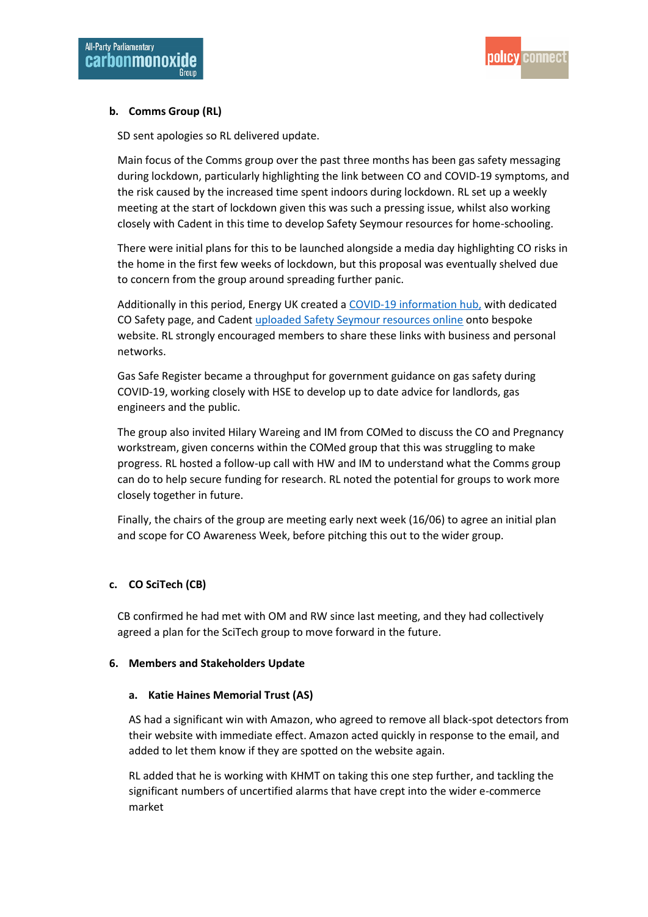**b. Comms Group (RL)**

SD sent apologies so RL delivered update.

Main focus of the Comms group over the past three months has been gas safety messaging during lockdown, particularly highlighting the link between CO and COVID-19 symptoms, and the risk caused by the increased time spent indoors during lockdown. RL set up a weekly meeting at the start of lockdown given this was such a pressing issue, whilst also working closely with Cadent in this time to develop Safety Seymour resources for home-schooling.

There were initial plans for this to be launched alongside a media day highlighting CO risks in the home in the first few weeks of lockdown, but this proposal was eventually shelved due to concern from the group around spreading further panic.

Additionally in this period, Energy UK created a COVID-19 information hub, with dedicated CO Safety page, and Cadent uploaded Safety Seymour resources online onto bespoke website. RL strongly encouraged members to share these links with business and personal networks.

Gas Safe Register became a throughput for government guidance on gas safety during COVID-19, working closely with HSE to develop up to date advice for landlords, gas engineers and the public.

The group also invited Hilary Wareing and IM from COMed to discuss the CO and Pregnancy workstream, given concerns within the COMed group that this was struggling to make progress. RL hosted a follow-up call with HW and IM to understand what the Comms group can do to help secure funding for research. RL noted the potential for groups to work more closely together in future.

Finally, the chairs of the group are meeting early next week (16/06) to agree an initial plan and scope for CO Awareness Week, before pitching this out to the wider group.

**c. CO SciTech (CB)**

CB confirmed he had met with OM and RW since last meeting, and they had collectively agreed a plan for the SciTech group to move forward in the future.

**6. Members and Stakeholders Update**

**a. Katie Haines Memorial Trust (AS)**

AS had a significant win with Amazon, who agreed to remove all black-spot detectors from their website with immediate effect. Amazon acted quickly in response to the email, and added to let them know if they are spotted on the website again.

RL added that he is working with KHMT on taking this one step further, and tackling the significant numbers of uncertified alarms that have crept into the wider e-commerce market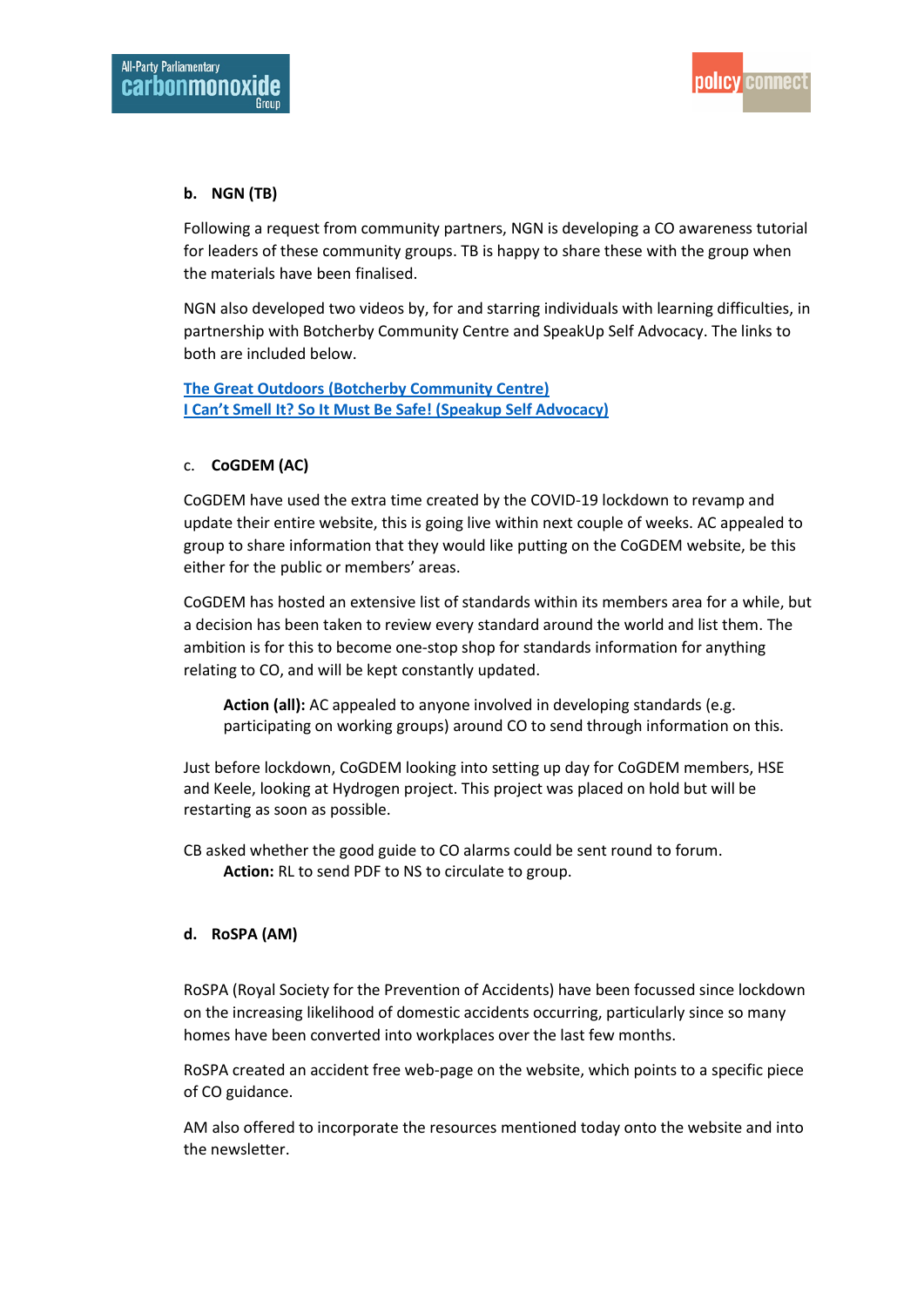**b. NGN (TB)**

Following a request from community partners, NGN is developing a CO awareness tutorial for leaders of these community groups. TB is happy to share these with the group when the materials have been finalised.

NGN also developed two videos by, for and starring individuals with learning difficulties, in partnership with Botcherby Community Centre and SpeakUp Self Advocacy. The links to both are included below.

**The Great Outdoors (Botcherby Community Centre)**
**I Can't Smell It? So It Must Be Safe! (Speakup Self Advocacy)**

c. **CoGDEM (AC)**

CoGDEM have used the extra time created by the COVID-19 lockdown to revamp and update their entire website, this is going live within next couple of weeks. AC appealed to group to share information that they would like putting on the CoGDEM website, be this either for the public or members' areas.

CoGDEM has hosted an extensive list of standards within its members area for a while, but a decision has been taken to review every standard around the world and list them. The ambition is for this to become one-stop shop for standards information for anything relating to CO, and will be kept constantly updated.

> **Action (all):** AC appealed to anyone involved in developing standards (e.g. participating on working groups) around CO to send through information on this.

Just before lockdown, CoGDEM looking into setting up day for CoGDEM members, HSE and Keele, looking at Hydrogen project. This project was placed on hold but will be restarting as soon as possible.

CB asked whether the good guide to CO alarms could be sent round to forum.

> **Action:** RL to send PDF to NS to circulate to group.

**d. RoSPA (AM)**

RoSPA (Royal Society for the Prevention of Accidents) have been focussed since lockdown on the increasing likelihood of domestic accidents occurring, particularly since so many homes have been converted into workplaces over the last few months.

RoSPA created an accident free web-page on the website, which points to a specific piece of CO guidance.

AM also offered to incorporate the resources mentioned today onto the website and into the newsletter.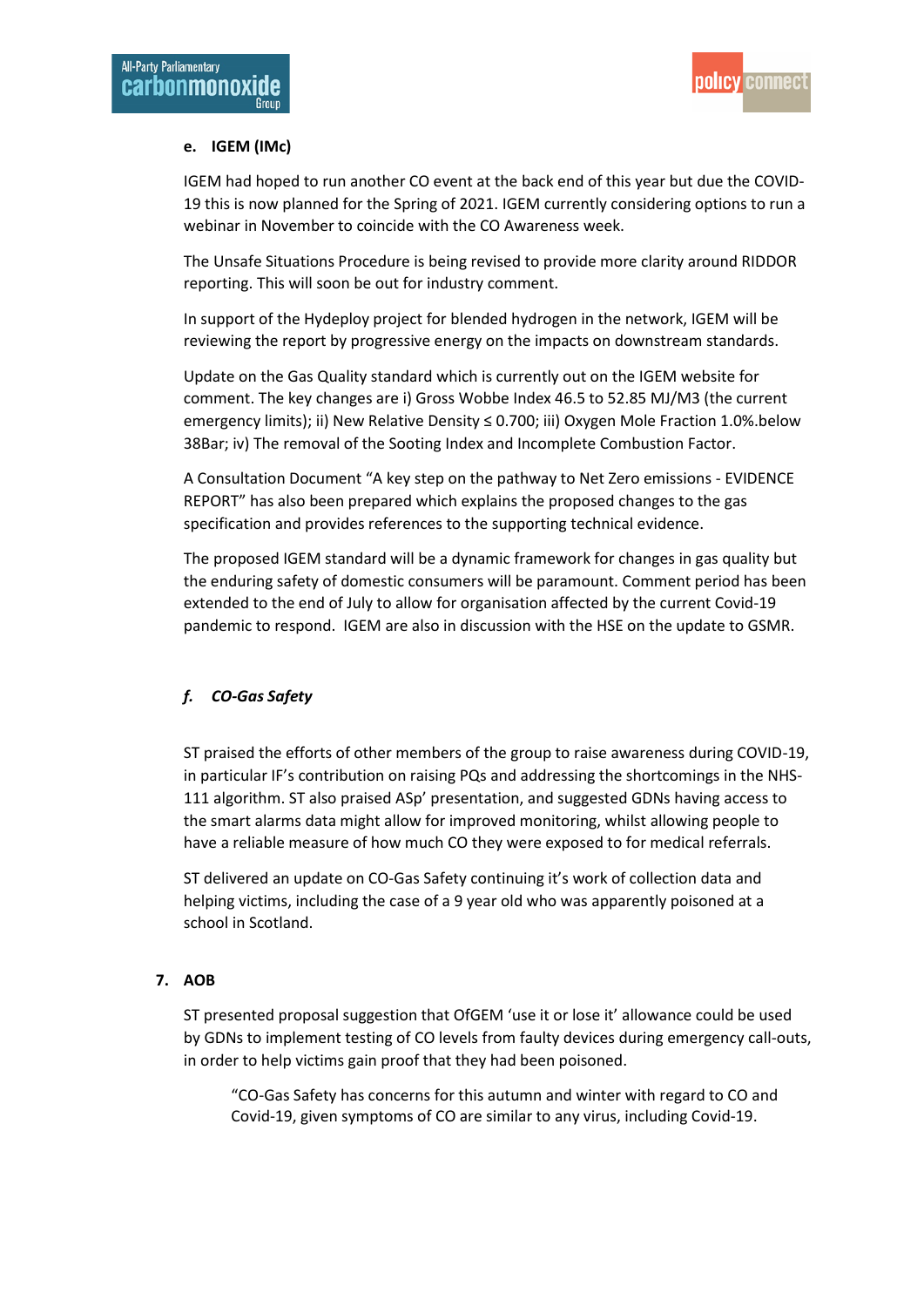**e. IGEM (IMc)**

IGEM had hoped to run another CO event at the back end of this year but due the COVID-19 this is now planned for the Spring of 2021. IGEM currently considering options to run a webinar in November to coincide with the CO Awareness week.

The Unsafe Situations Procedure is being revised to provide more clarity around RIDDOR reporting. This will soon be out for industry comment.

In support of the Hydeploy project for blended hydrogen in the network, IGEM will be reviewing the report by progressive energy on the impacts on downstream standards.

Update on the Gas Quality standard which is currently out on the IGEM website for comment. The key changes are i) Gross Wobbe Index 46.5 to 52.85 MJ/M3 (the current emergency limits); ii) New Relative Density ≤ 0.700; iii) Oxygen Mole Fraction 1.0%.below 38Bar; iv) The removal of the Sooting Index and Incomplete Combustion Factor.

A Consultation Document "A key step on the pathway to Net Zero emissions - EVIDENCE REPORT" has also been prepared which explains the proposed changes to the gas specification and provides references to the supporting technical evidence.

The proposed IGEM standard will be a dynamic framework for changes in gas quality but the enduring safety of domestic consumers will be paramount. Comment period has been extended to the end of July to allow for organisation affected by the current Covid-19 pandemic to respond. IGEM are also in discussion with the HSE on the update to GSMR.

***f. CO-Gas Safety***

ST praised the efforts of other members of the group to raise awareness during COVID-19, in particular IF's contribution on raising PQs and addressing the shortcomings in the NHS-111 algorithm. ST also praised ASp' presentation, and suggested GDNs having access to the smart alarms data might allow for improved monitoring, whilst allowing people to have a reliable measure of how much CO they were exposed to for medical referrals.

ST delivered an update on CO-Gas Safety continuing it's work of collection data and helping victims, including the case of a 9 year old who was apparently poisoned at a school in Scotland.

**7. AOB**

ST presented proposal suggestion that OfGEM 'use it or lose it' allowance could be used by GDNs to implement testing of CO levels from faulty devices during emergency call-outs, in order to help victims gain proof that they had been poisoned.

> "CO-Gas Safety has concerns for this autumn and winter with regard to CO and Covid-19, given symptoms of CO are similar to any virus, including Covid-19.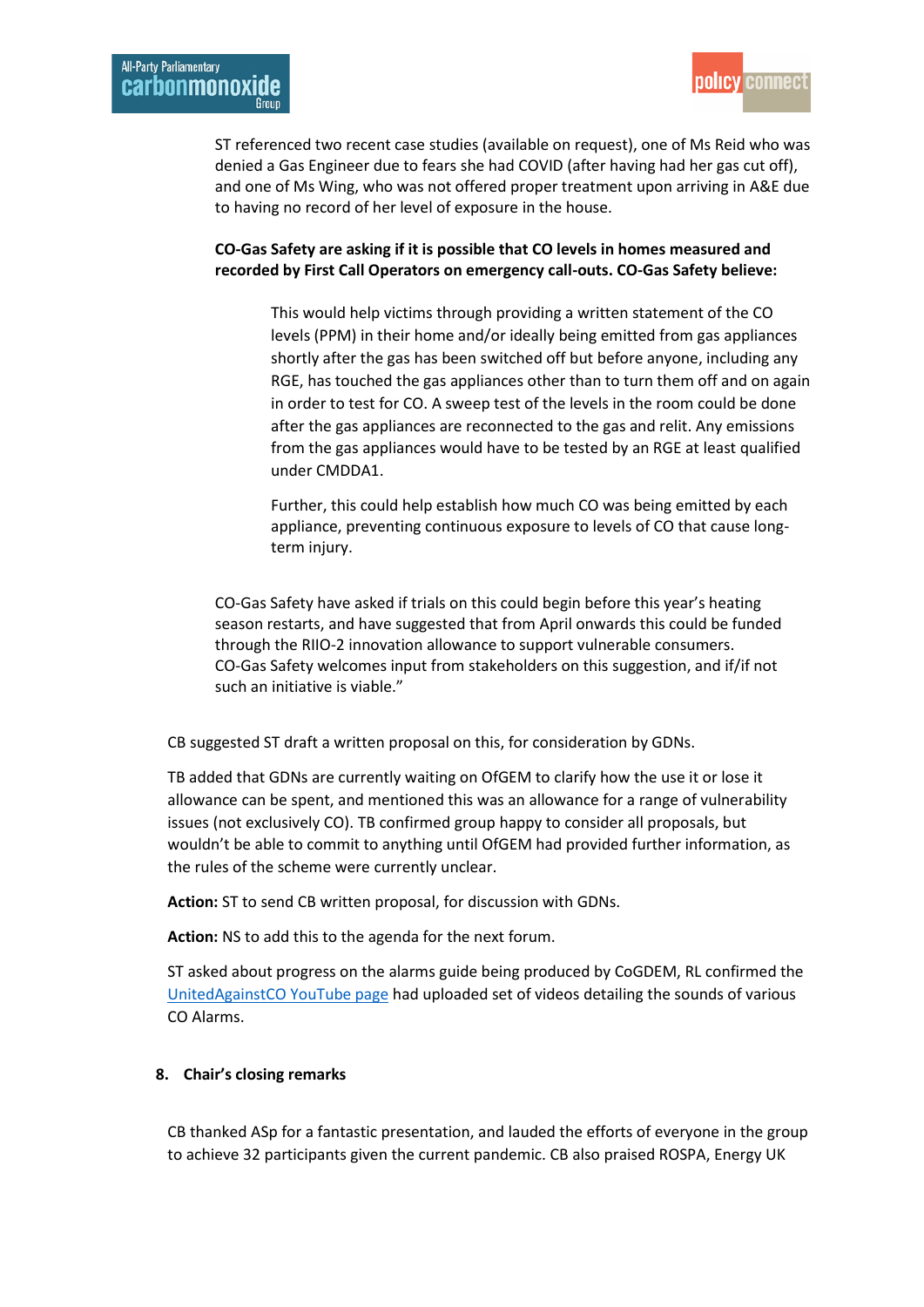ST referenced two recent case studies (available on request), one of Ms Reid who was denied a Gas Engineer due to fears she had COVID (after having had her gas cut off), and one of Ms Wing, who was not offered proper treatment upon arriving in A&E due to having no record of her level of exposure in the house.

**CO-Gas Safety are asking if it is possible that CO levels in homes measured and recorded by First Call Operators on emergency call-outs. CO-Gas Safety believe:**

> This would help victims through providing a written statement of the CO levels (PPM) in their home and/or ideally being emitted from gas appliances shortly after the gas has been switched off but before anyone, including any RGE, has touched the gas appliances other than to turn them off and on again in order to test for CO. A sweep test of the levels in the room could be done after the gas appliances are reconnected to the gas and relit. Any emissions from the gas appliances would have to be tested by an RGE at least qualified under CMDDA1.
>
> Further, this could help establish how much CO was being emitted by each appliance, preventing continuous exposure to levels of CO that cause long-term injury.

CO-Gas Safety have asked if trials on this could begin before this year's heating season restarts, and have suggested that from April onwards this could be funded through the RIIO-2 innovation allowance to support vulnerable consumers. CO-Gas Safety welcomes input from stakeholders on this suggestion, and if/if not such an initiative is viable."

CB suggested ST draft a written proposal on this, for consideration by GDNs.

TB added that GDNs are currently waiting on OfGEM to clarify how the use it or lose it allowance can be spent, and mentioned this was an allowance for a range of vulnerability issues (not exclusively CO). TB confirmed group happy to consider all proposals, but wouldn't be able to commit to anything until OfGEM had provided further information, as the rules of the scheme were currently unclear.

**Action:** ST to send CB written proposal, for discussion with GDNs.

**Action:** NS to add this to the agenda for the next forum.

ST asked about progress on the alarms guide being produced by CoGDEM, RL confirmed the UnitedAgainstCO YouTube page had uploaded set of videos detailing the sounds of various CO Alarms.

## 8. Chair's closing remarks

CB thanked ASp for a fantastic presentation, and lauded the efforts of everyone in the group to achieve 32 participants given the current pandemic. CB also praised ROSPA, Energy UK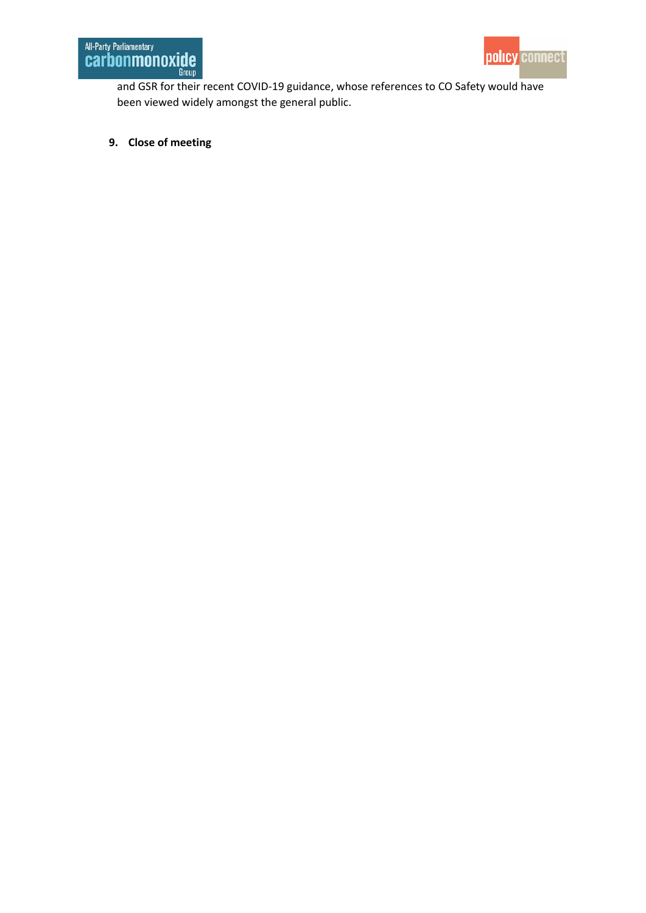and GSR for their recent COVID-19 guidance, whose references to CO Safety would have been viewed widely amongst the general public.

9. **Close of meeting**